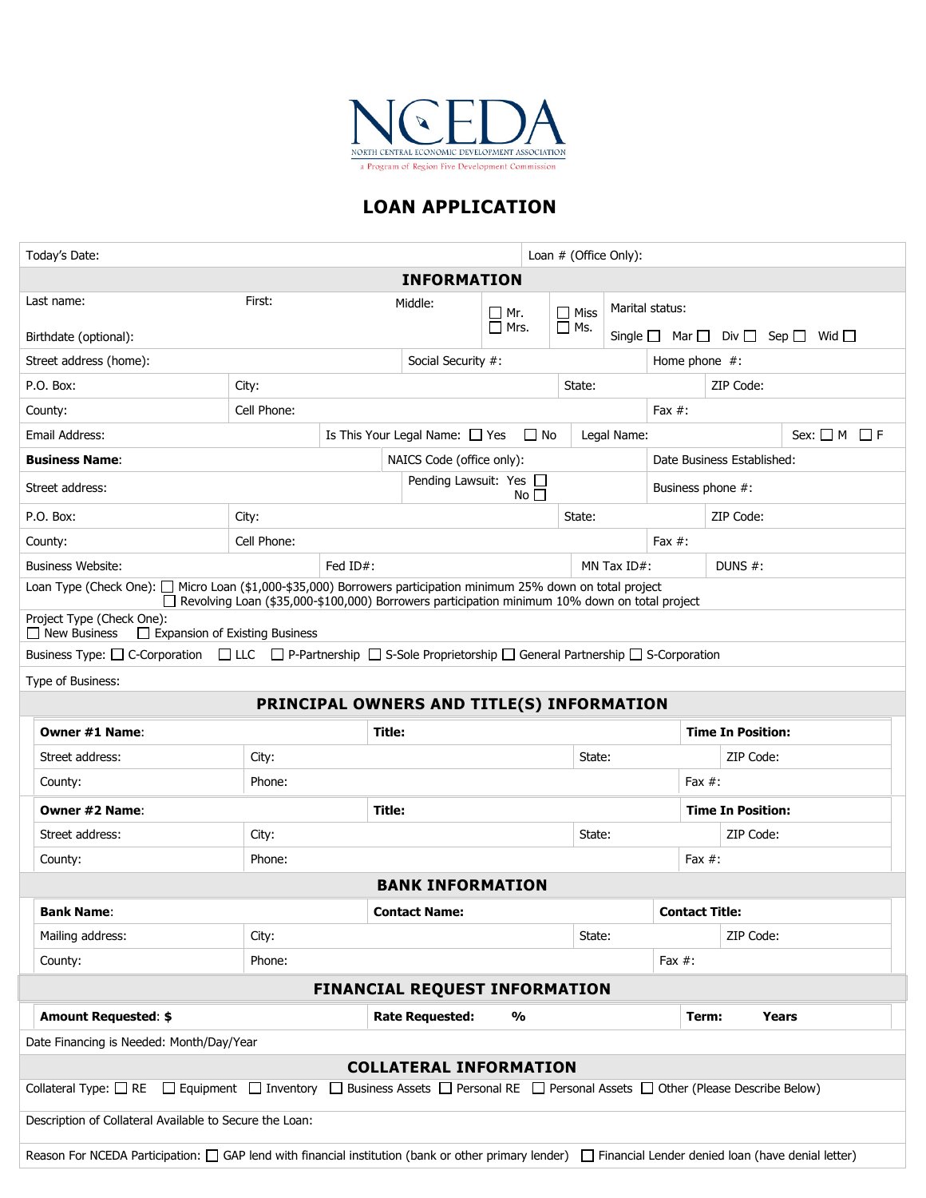# NCEDA

NORTH CENTRAL ECONOMIC DEVELOPMENT ASSOCIATION

a Program of Region Five Development Commission

## LOAN APPLICATION

| | |
|---|---|
| Today's Date: | Loan # (Office Only): |

### INFORMATION

| | | | | | |
|---|---|---|---|---|---|
| Last name: | First: | Middle: | ☐ Mr. ☐ Mrs. | ☐ Miss ☐ Ms. | Marital status: |
| Birthdate (optional): | | | | | Single ☐ Mar ☐ Div ☐ Sep ☐ Wid ☐ |
| Street address (home): | | Social Security #: | | Home phone #: | |
| P.O. Box: | City: | | State: | ZIP Code: | |
| County: | Cell Phone: | | | Fax #: | |
| Email Address: | Is This Your Legal Name: ☐ Yes ☐ No | | Legal Name: | | Sex: ☐ M ☐ F |
| **Business Name**: | | NAICS Code (office only): | | Date Business Established: | |
| Street address: | | Pending Lawsuit: Yes ☐ No ☐ | | Business phone #: | |
| P.O. Box: | City: | | State: | ZIP Code: | |
| County: | Cell Phone: | | | Fax #: | |
| Business Website: | Fed ID#: | | MN Tax ID#: | DUNS #: | |

Loan Type (Check One): ☐ Micro Loan ($1,000-$35,000) Borrowers participation minimum 25% down on total project
☐ Revolving Loan ($35,000-$100,000) Borrowers participation minimum 10% down on total project

Project Type (Check One):
☐ New Business ☐ Expansion of Existing Business

Business Type: ☐ C-Corporation ☐ LLC ☐ P-Partnership ☐ S-Sole Proprietorship ☐ General Partnership ☐ S-Corporation

Type of Business:

### PRINCIPAL OWNERS AND TITLE(S) INFORMATION

| | | | | |
|---|---|---|---|---|
| **Owner #1 Name**: | **Title:** | | **Time In Position:** | |
| Street address: | City: | State: | ZIP Code: | |
| County: | Phone: | | Fax #: | |
| **Owner #2 Name**: | **Title:** | | **Time In Position:** | |
| Street address: | City: | State: | ZIP Code: | |
| County: | Phone: | | Fax #: | |

### BANK INFORMATION

| | | | |
|---|---|---|---|
| **Bank Name**: | **Contact Name:** | **Contact Title:** | |
| Mailing address: | City: | State: | ZIP Code: |
| County: | Phone: | Fax #: | |

### FINANCIAL REQUEST INFORMATION

| | | |
|---|---|---|
| **Amount Requested**: **$** | **Rate Requested: %** | **Term: Years** |

Date Financing is Needed: Month/Day/Year

### COLLATERAL INFORMATION

Collateral Type: ☐ RE ☐ Equipment ☐ Inventory ☐ Business Assets ☐ Personal RE ☐ Personal Assets ☐ Other (Please Describe Below)

Description of Collateral Available to Secure the Loan:

Reason For NCEDA Participation: ☐ GAP lend with financial institution (bank or other primary lender) ☐ Financial Lender denied loan (have denial letter)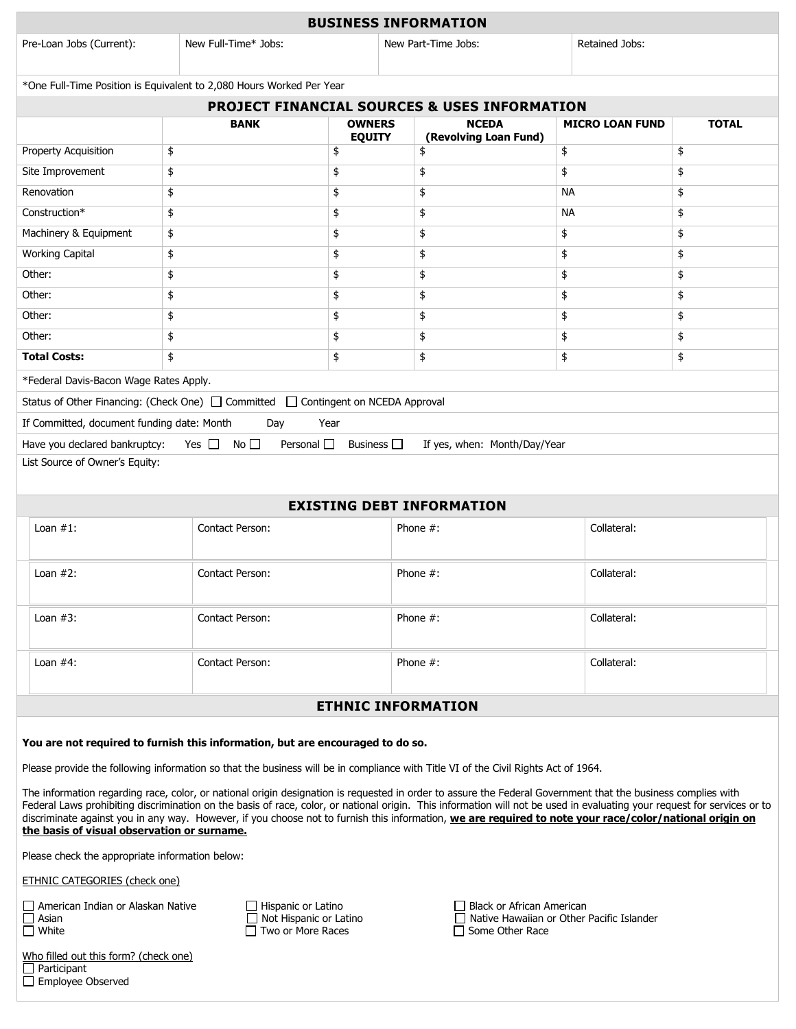## BUSINESS INFORMATION

| Pre-Loan Jobs (Current): | New Full-Time* Jobs: | New Part-Time Jobs: | Retained Jobs: |
|---|---|---|---|
| | | | |

*One Full-Time Position is Equivalent to 2,080 Hours Worked Per Year

## PROJECT FINANCIAL SOURCES & USES INFORMATION

| | BANK | OWNERS EQUITY | NCEDA (Revolving Loan Fund) | MICRO LOAN FUND | TOTAL |
|---|---|---|---|---|---|
| Property Acquisition | $ | $ | $ | $ | $ |
| Site Improvement | $ | $ | $ | $ | $ |
| Renovation | $ | $ | $ | NA | $ |
| Construction* | $ | $ | $ | NA | $ |
| Machinery & Equipment | $ | $ | $ | $ | $ |
| Working Capital | $ | $ | $ | $ | $ |
| Other: | $ | $ | $ | $ | $ |
| Other: | $ | $ | $ | $ | $ |
| Other: | $ | $ | $ | $ | $ |
| Other: | $ | $ | $ | $ | $ |
| **Total Costs:** | $ | $ | $ | $ | $ |

*Federal Davis-Bacon Wage Rates Apply.

Status of Other Financing: (Check One) ☐ Committed ☐ Contingent on NCEDA Approval

If Committed, document funding date: Month Day Year

Have you declared bankruptcy: Yes ☐ No ☐ Personal ☐ Business ☐ If yes, when: Month/Day/Year

List Source of Owner's Equity:

## EXISTING DEBT INFORMATION

| Loan #1: | Contact Person: | Phone #: | Collateral: |
|---|---|---|---|
| Loan #2: | Contact Person: | Phone #: | Collateral: |
| Loan #3: | Contact Person: | Phone #: | Collateral: |
| Loan #4: | Contact Person: | Phone #: | Collateral: |

## ETHNIC INFORMATION

**You are not required to furnish this information, but are encouraged to do so.**

Please provide the following information so that the business will be in compliance with Title VI of the Civil Rights Act of 1964.

The information regarding race, color, or national origin designation is requested in order to assure the Federal Government that the business complies with Federal Laws prohibiting discrimination on the basis of race, color, or national origin. This information will not be used in evaluating your request for services or to discriminate against you in any way. However, if you choose not to furnish this information, **we are required to note your race/color/national origin on the basis of visual observation or surname.**

Please check the appropriate information below:

ETHNIC CATEGORIES (check one)

☐ American Indian or Alaskan Native
☐ Asian
☐ White
☐ Hispanic or Latino
☐ Not Hispanic or Latino
☐ Two or More Races
☐ Black or African American
☐ Native Hawaiian or Other Pacific Islander
☐ Some Other Race

Who filled out this form? (check one)

☐ Participant
☐ Employee Observed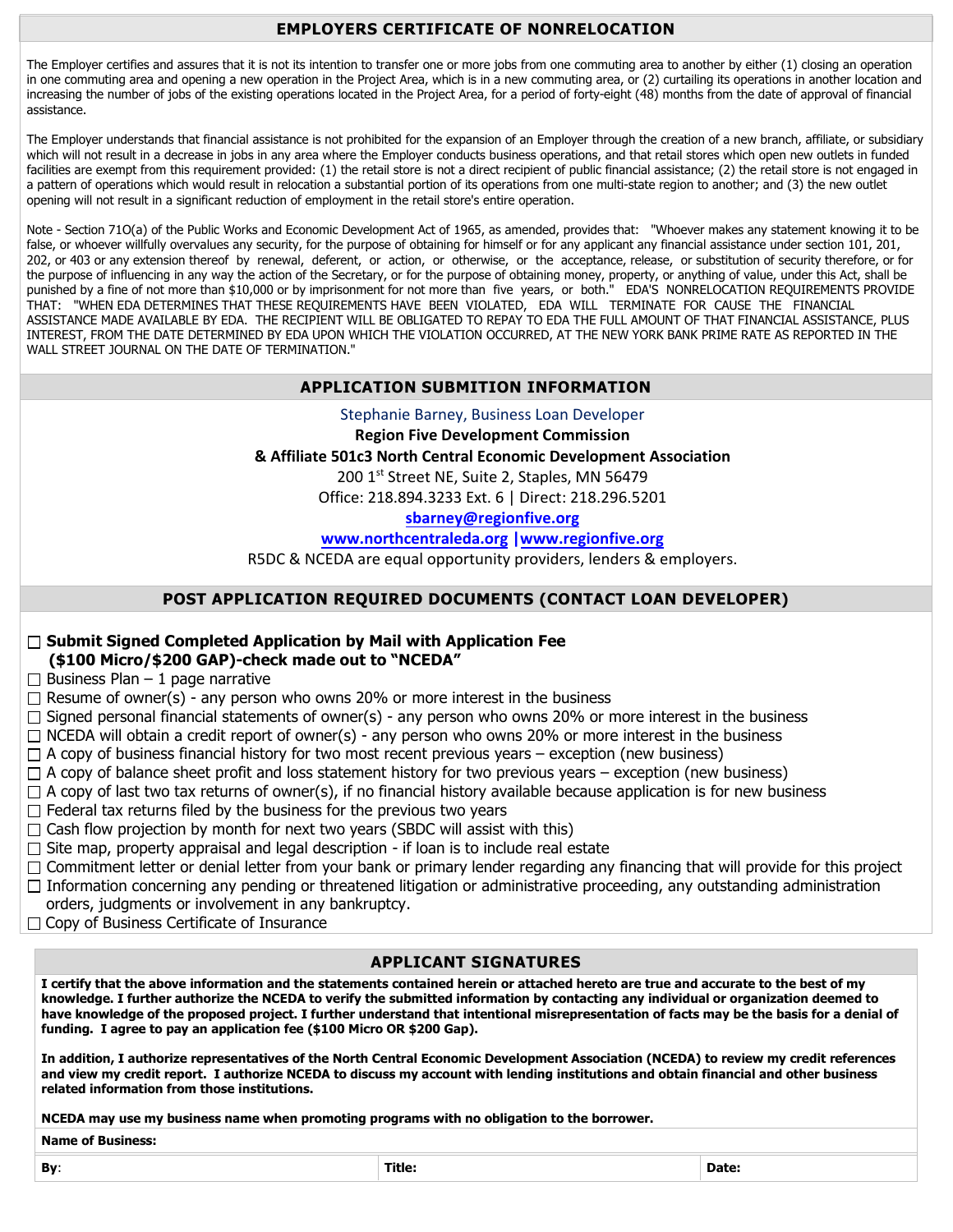## EMPLOYERS CERTIFICATE OF NONRELOCATION

The Employer certifies and assures that it is not its intention to transfer one or more jobs from one commuting area to another by either (1) closing an operation in one commuting area and opening a new operation in the Project Area, which is in a new commuting area, or (2) curtailing its operations in another location and increasing the number of jobs of the existing operations located in the Project Area, for a period of forty-eight (48) months from the date of approval of financial assistance.

The Employer understands that financial assistance is not prohibited for the expansion of an Employer through the creation of a new branch, affiliate, or subsidiary which will not result in a decrease in jobs in any area where the Employer conducts business operations, and that retail stores which open new outlets in funded facilities are exempt from this requirement provided: (1) the retail store is not a direct recipient of public financial assistance; (2) the retail store is not engaged in a pattern of operations which would result in relocation a substantial portion of its operations from one multi-state region to another; and (3) the new outlet opening will not result in a significant reduction of employment in the retail store's entire operation.

Note - Section 71O(a) of the Public Works and Economic Development Act of 1965, as amended, provides that: "Whoever makes any statement knowing it to be false, or whoever willfully overvalues any security, for the purpose of obtaining for himself or for any applicant any financial assistance under section 101, 201, 202, or 403 or any extension thereof by renewal, deferent, or action, or otherwise, or the acceptance, release, or substitution of security therefore, or for the purpose of influencing in any way the action of the Secretary, or for the purpose of obtaining money, property, or anything of value, under this Act, shall be punished by a fine of not more than $10,000 or by imprisonment for not more than five years, or both." EDA'S NONRELOCATION REQUIREMENTS PROVIDE THAT: "WHEN EDA DETERMINES THAT THESE REQUIREMENTS HAVE BEEN VIOLATED, EDA WILL TERMINATE FOR CAUSE THE FINANCIAL ASSISTANCE MADE AVAILABLE BY EDA. THE RECIPIENT WILL BE OBLIGATED TO REPAY TO EDA THE FULL AMOUNT OF THAT FINANCIAL ASSISTANCE, PLUS INTEREST, FROM THE DATE DETERMINED BY EDA UPON WHICH THE VIOLATION OCCURRED, AT THE NEW YORK BANK PRIME RATE AS REPORTED IN THE WALL STREET JOURNAL ON THE DATE OF TERMINATION."

## APPLICATION SUBMITION INFORMATION

Stephanie Barney, Business Loan Developer

**Region Five Development Commission**

**& Affiliate 501c3 North Central Economic Development Association**

200 1st Street NE, Suite 2, Staples, MN 56479

Office: 218.894.3233 Ext. 6 | Direct: 218.296.5201

**sbarney@regionfive.org**

**www.northcentraleda.org | www.regionfive.org**

R5DC & NCEDA are equal opportunity providers, lenders & employers.

## POST APPLICATION REQUIRED DOCUMENTS (CONTACT LOAN DEVELOPER)

- ☐ **Submit Signed Completed Application by Mail with Application Fee ($100 Micro/$200 GAP)-check made out to "NCEDA"**
- ☐ Business Plan – 1 page narrative
- ☐ Resume of owner(s) - any person who owns 20% or more interest in the business
- ☐ Signed personal financial statements of owner(s) - any person who owns 20% or more interest in the business
- ☐ NCEDA will obtain a credit report of owner(s) - any person who owns 20% or more interest in the business
- ☐ A copy of business financial history for two most recent previous years – exception (new business)
- ☐ A copy of balance sheet profit and loss statement history for two previous years – exception (new business)
- ☐ A copy of last two tax returns of owner(s), if no financial history available because application is for new business
- ☐ Federal tax returns filed by the business for the previous two years
- ☐ Cash flow projection by month for next two years (SBDC will assist with this)
- ☐ Site map, property appraisal and legal description - if loan is to include real estate
- ☐ Commitment letter or denial letter from your bank or primary lender regarding any financing that will provide for this project
- ☐ Information concerning any pending or threatened litigation or administrative proceeding, any outstanding administration orders, judgments or involvement in any bankruptcy.
- ☐ Copy of Business Certificate of Insurance

## APPLICANT SIGNATURES

**I certify that the above information and the statements contained herein or attached hereto are true and accurate to the best of my knowledge. I further authorize the NCEDA to verify the submitted information by contacting any individual or organization deemed to have knowledge of the proposed project. I further understand that intentional misrepresentation of facts may be the basis for a denial of funding. I agree to pay an application fee ($100 Micro OR $200 Gap).**

**In addition, I authorize representatives of the North Central Economic Development Association (NCEDA) to review my credit references and view my credit report. I authorize NCEDA to discuss my account with lending institutions and obtain financial and other business related information from those institutions.**

**NCEDA may use my business name when promoting programs with no obligation to the borrower.**

**Name of Business:**

| **By**: | **Title:** | **Date:** |
|---|---|---|